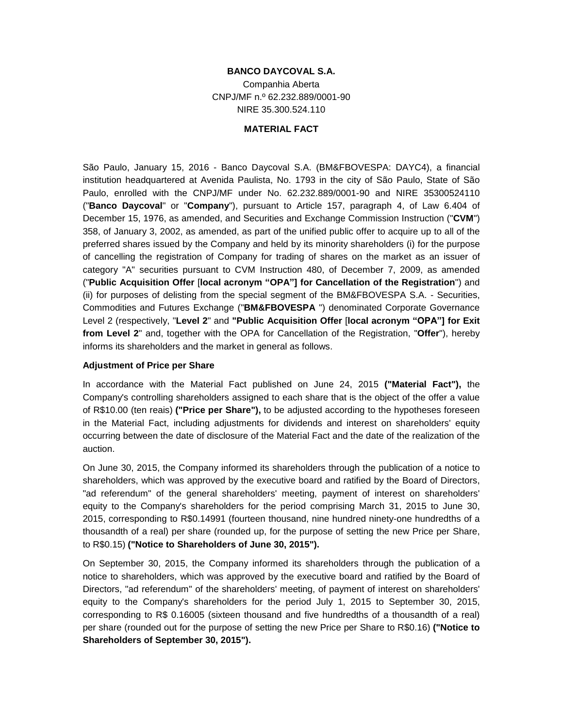**BANCO DAYCOVAL S.A.**

Companhia Aberta

CNPJ/MF n.º 62.232.889/0001-90

NIRE 35.300.524.110

**MATERIAL FACT**

São Paulo, January 15, 2016 - Banco Daycoval S.A. (BM&FBOVESPA: DAYC4), a financial institution headquartered at Avenida Paulista, No. 1793 in the city of São Paulo, State of São Paulo, enrolled with the CNPJ/MF under No. 62.232.889/0001-90 and NIRE 35300524110 ("**Banco Daycoval**" or "**Company**"), pursuant to Article 157, paragraph 4, of Law 6.404 of December 15, 1976, as amended, and Securities and Exchange Commission Instruction ("**CVM**") 358, of January 3, 2002, as amended, as part of the unified public offer to acquire up to all of the preferred shares issued by the Company and held by its minority shareholders (i) for the purpose of cancelling the registration of Company for trading of shares on the market as an issuer of category "A" securities pursuant to CVM Instruction 480, of December 7, 2009, as amended ("**Public Acquisition Offer** [**local acronym "OPA"] for Cancellation of the Registration**") and (ii) for purposes of delisting from the special segment of the BM&FBOVESPA S.A. - Securities, Commodities and Futures Exchange ("**BM&FBOVESPA** ") denominated Corporate Governance Level 2 (respectively, "**Level 2**" and **"Public Acquisition Offer** [**local acronym "OPA"] for Exit from Level 2**" and, together with the OPA for Cancellation of the Registration, "**Offer**"), hereby informs its shareholders and the market in general as follows.

**Adjustment of Price per Share**

In accordance with the Material Fact published on June 24, 2015 **("Material Fact"),** the Company's controlling shareholders assigned to each share that is the object of the offer a value of R$10.00 (ten reais) **("Price per Share"),** to be adjusted according to the hypotheses foreseen in the Material Fact, including adjustments for dividends and interest on shareholders' equity occurring between the date of disclosure of the Material Fact and the date of the realization of the auction.

On June 30, 2015, the Company informed its shareholders through the publication of a notice to shareholders, which was approved by the executive board and ratified by the Board of Directors, "ad referendum" of the general shareholders' meeting, payment of interest on shareholders' equity to the Company's shareholders for the period comprising March 31, 2015 to June 30, 2015, corresponding to R$0.14991 (fourteen thousand, nine hundred ninety-one hundredths of a thousandth of a real) per share (rounded up, for the purpose of setting the new Price per Share, to R$0.15) **("Notice to Shareholders of June 30, 2015").**

On September 30, 2015, the Company informed its shareholders through the publication of a notice to shareholders, which was approved by the executive board and ratified by the Board of Directors, "ad referendum" of the shareholders' meeting, of payment of interest on shareholders' equity to the Company's shareholders for the period July 1, 2015 to September 30, 2015, corresponding to R$ 0.16005 (sixteen thousand and five hundredths of a thousandth of a real) per share (rounded out for the purpose of setting the new Price per Share to R$0.16) **("Notice to Shareholders of September 30, 2015").**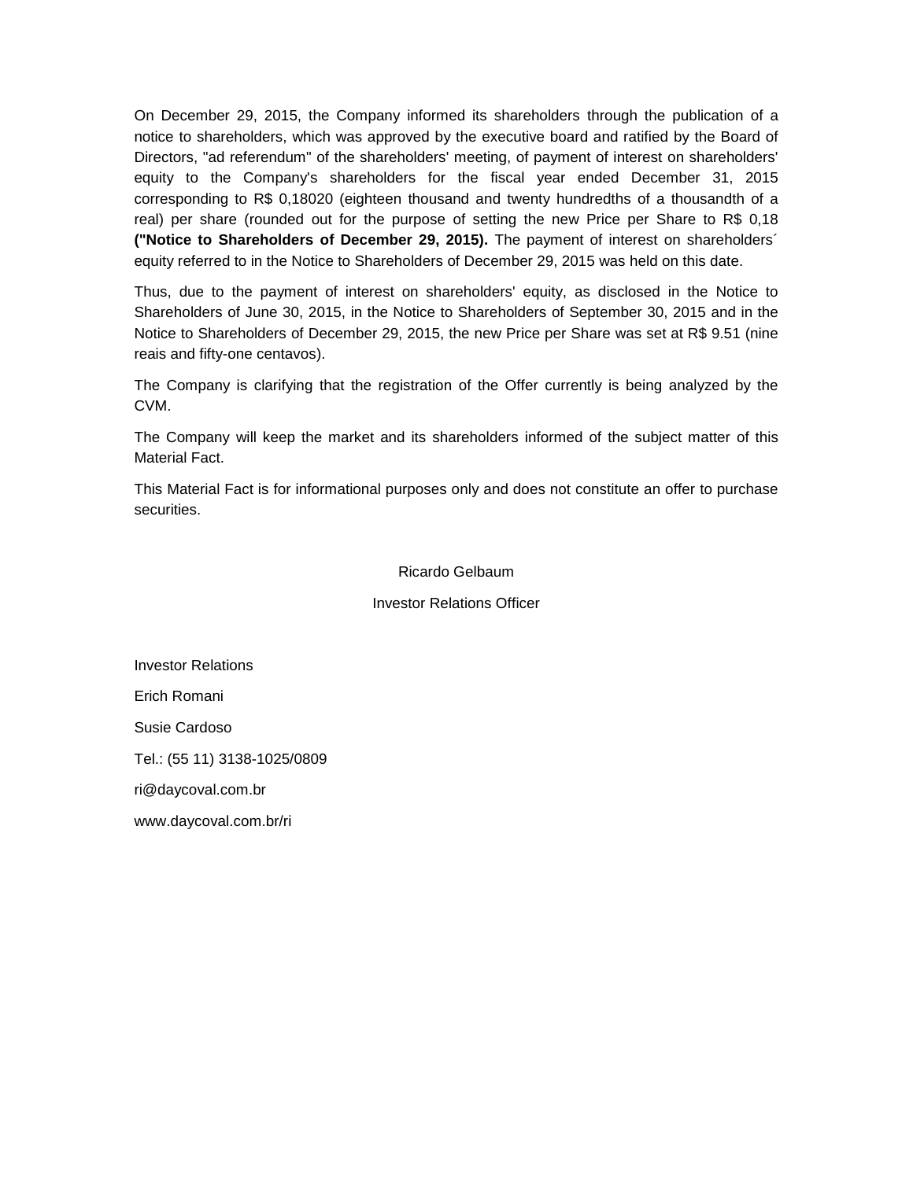On December 29, 2015, the Company informed its shareholders through the publication of a notice to shareholders, which was approved by the executive board and ratified by the Board of Directors, "ad referendum" of the shareholders' meeting, of payment of interest on shareholders' equity to the Company's shareholders for the fiscal year ended December 31, 2015 corresponding to R$ 0,18020 (eighteen thousand and twenty hundredths of a thousandth of a real) per share (rounded out for the purpose of setting the new Price per Share to R$ 0,18 **("Notice to Shareholders of December 29, 2015).** The payment of interest on shareholders´ equity referred to in the Notice to Shareholders of December 29, 2015 was held on this date.

Thus, due to the payment of interest on shareholders' equity, as disclosed in the Notice to Shareholders of June 30, 2015, in the Notice to Shareholders of September 30, 2015 and in the Notice to Shareholders of December 29, 2015, the new Price per Share was set at R$ 9.51 (nine reais and fifty-one centavos).

The Company is clarifying that the registration of the Offer currently is being analyzed by the CVM.

The Company will keep the market and its shareholders informed of the subject matter of this Material Fact.

This Material Fact is for informational purposes only and does not constitute an offer to purchase securities.

Ricardo Gelbaum

Investor Relations Officer

Investor Relations

Erich Romani

Susie Cardoso

Tel.: (55 11) 3138-1025/0809

ri@daycoval.com.br

www.daycoval.com.br/ri